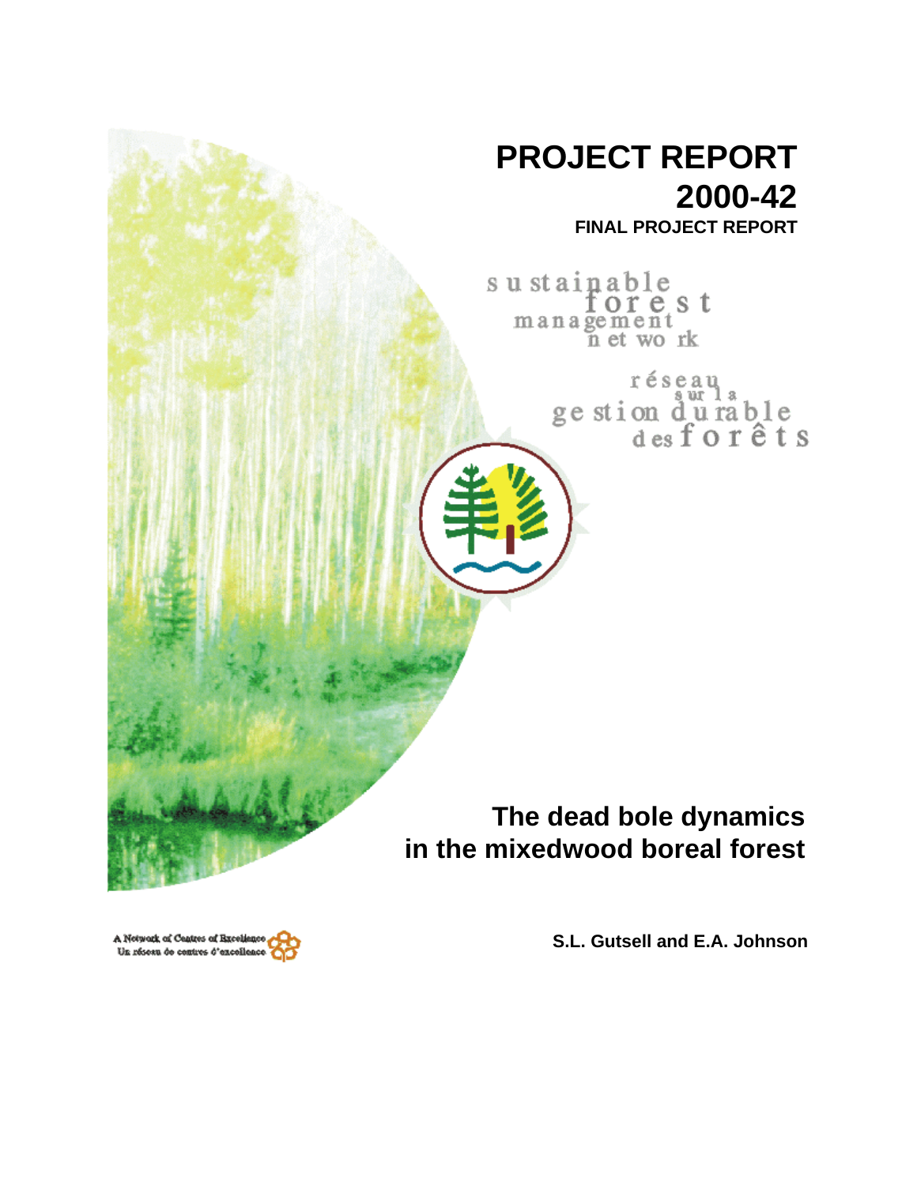# PROJECT REPORT 2000-42

**FINAL PROJECT REPORT**

sustainable forest management network

réseau sur la gestion durable des forêts

# The dead bole dynamics in the mixedwood boreal forest

**S.L. Gutsell and E.A. Johnson**

A Network of Centres of Excellence
Un réseau de centres d'excellence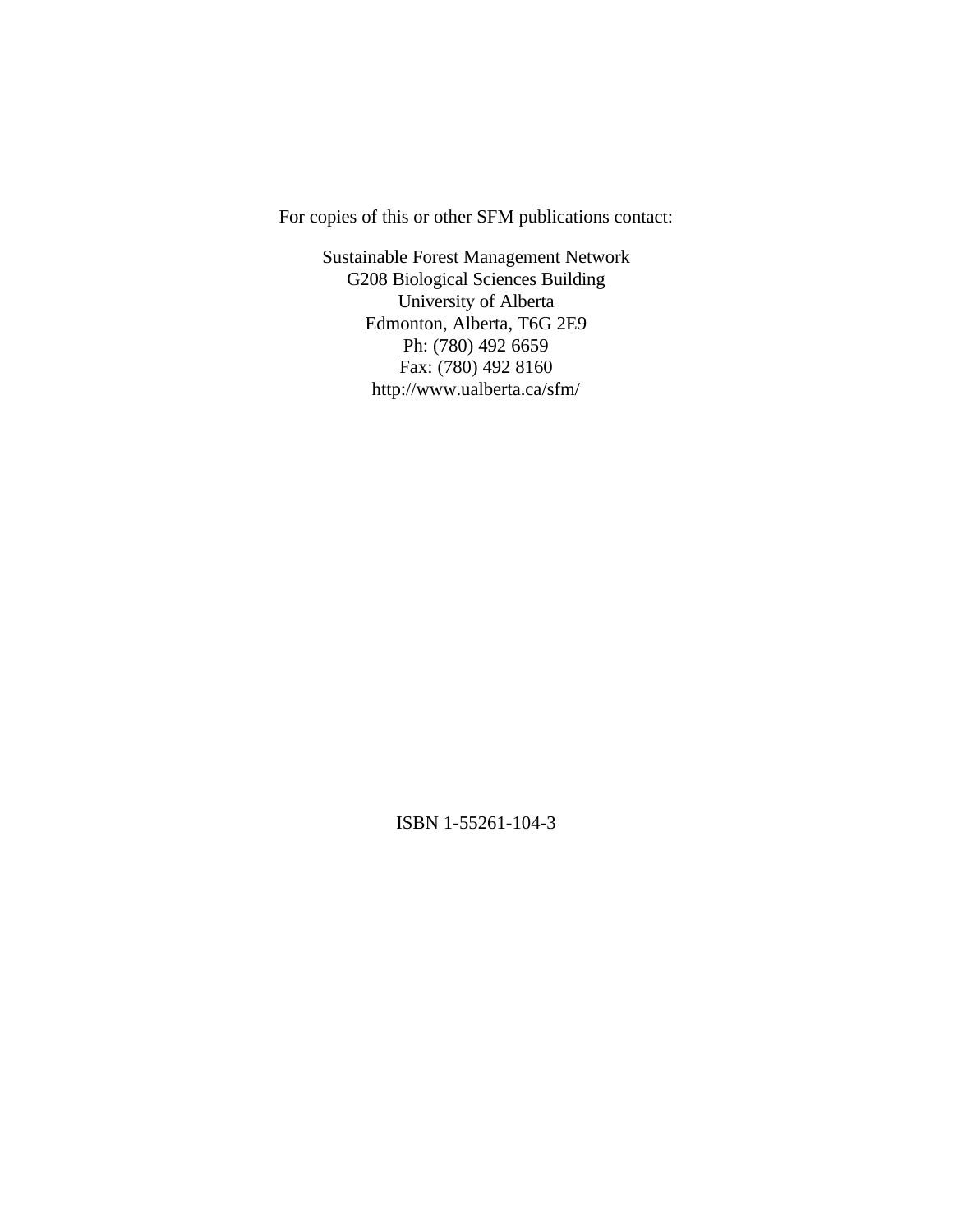For copies of this or other SFM publications contact:

Sustainable Forest Management Network
G208 Biological Sciences Building
University of Alberta
Edmonton, Alberta, T6G 2E9
Ph: (780) 492 6659
Fax: (780) 492 8160
http://www.ualberta.ca/sfm/

ISBN 1-55261-104-3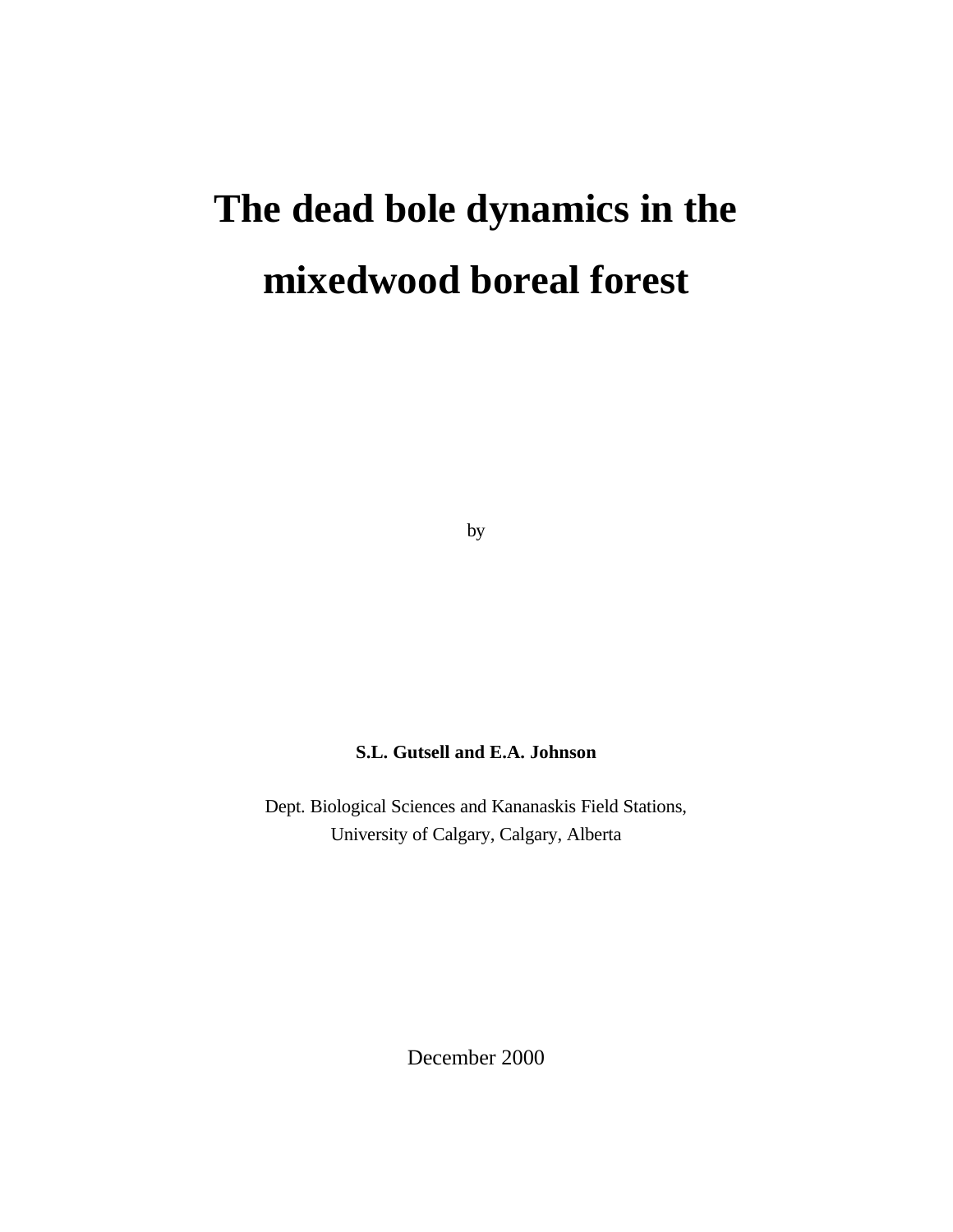# The dead bole dynamics in the mixedwood boreal forest

by

**S.L. Gutsell and E.A. Johnson**

Dept. Biological Sciences and Kananaskis Field Stations,
University of Calgary, Calgary, Alberta

December 2000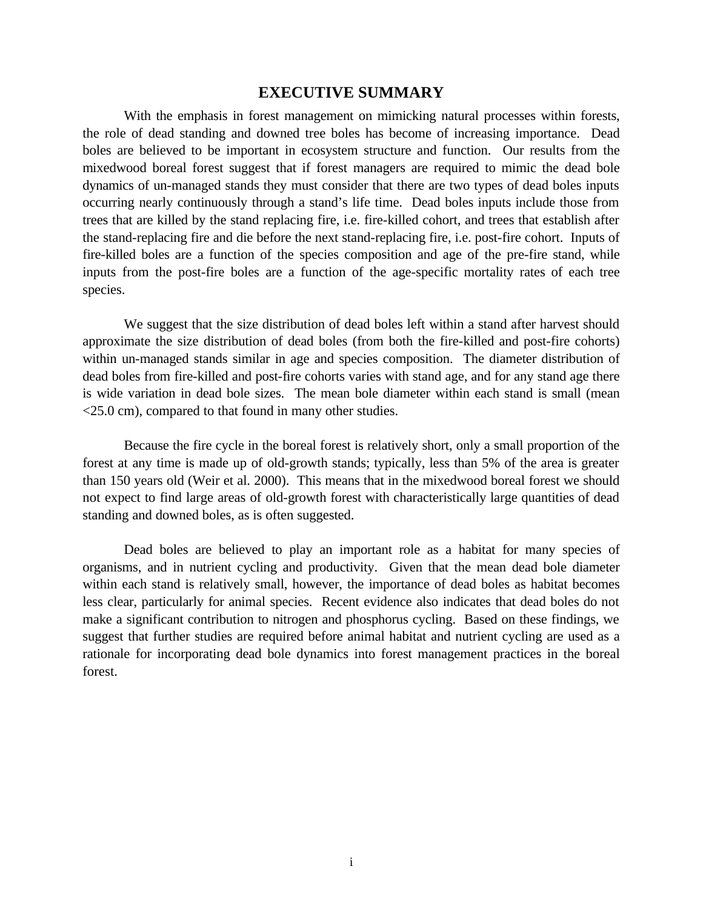# EXECUTIVE SUMMARY

With the emphasis in forest management on mimicking natural processes within forests, the role of dead standing and downed tree boles has become of increasing importance. Dead boles are believed to be important in ecosystem structure and function. Our results from the mixedwood boreal forest suggest that if forest managers are required to mimic the dead bole dynamics of un-managed stands they must consider that there are two types of dead boles inputs occurring nearly continuously through a stand's life time. Dead boles inputs include those from trees that are killed by the stand replacing fire, i.e. fire-killed cohort, and trees that establish after the stand-replacing fire and die before the next stand-replacing fire, i.e. post-fire cohort. Inputs of fire-killed boles are a function of the species composition and age of the pre-fire stand, while inputs from the post-fire boles are a function of the age-specific mortality rates of each tree species.

We suggest that the size distribution of dead boles left within a stand after harvest should approximate the size distribution of dead boles (from both the fire-killed and post-fire cohorts) within un-managed stands similar in age and species composition. The diameter distribution of dead boles from fire-killed and post-fire cohorts varies with stand age, and for any stand age there is wide variation in dead bole sizes. The mean bole diameter within each stand is small (mean <25.0 cm), compared to that found in many other studies.

Because the fire cycle in the boreal forest is relatively short, only a small proportion of the forest at any time is made up of old-growth stands; typically, less than 5% of the area is greater than 150 years old (Weir et al. 2000). This means that in the mixedwood boreal forest we should not expect to find large areas of old-growth forest with characteristically large quantities of dead standing and downed boles, as is often suggested.

Dead boles are believed to play an important role as a habitat for many species of organisms, and in nutrient cycling and productivity. Given that the mean dead bole diameter within each stand is relatively small, however, the importance of dead boles as habitat becomes less clear, particularly for animal species. Recent evidence also indicates that dead boles do not make a significant contribution to nitrogen and phosphorus cycling. Based on these findings, we suggest that further studies are required before animal habitat and nutrient cycling are used as a rationale for incorporating dead bole dynamics into forest management practices in the boreal forest.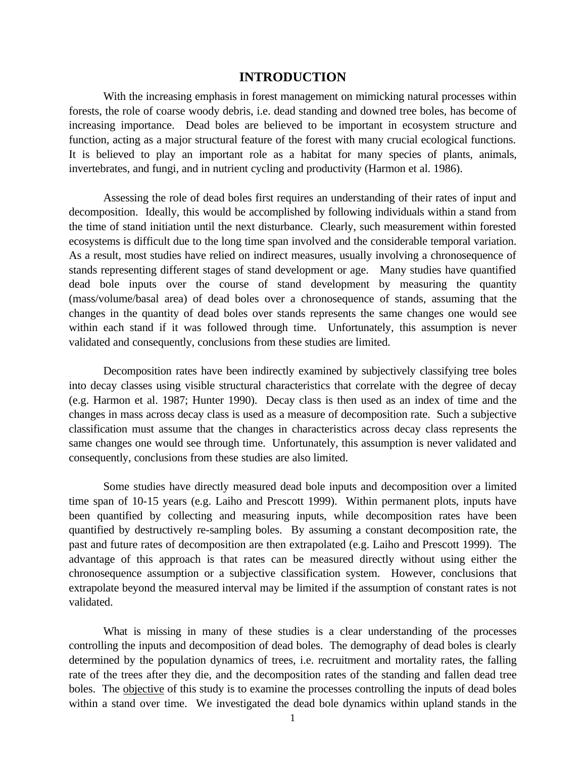# INTRODUCTION

With the increasing emphasis in forest management on mimicking natural processes within forests, the role of coarse woody debris, i.e. dead standing and downed tree boles, has become of increasing importance. Dead boles are believed to be important in ecosystem structure and function, acting as a major structural feature of the forest with many crucial ecological functions. It is believed to play an important role as a habitat for many species of plants, animals, invertebrates, and fungi, and in nutrient cycling and productivity (Harmon et al. 1986).

Assessing the role of dead boles first requires an understanding of their rates of input and decomposition. Ideally, this would be accomplished by following individuals within a stand from the time of stand initiation until the next disturbance. Clearly, such measurement within forested ecosystems is difficult due to the long time span involved and the considerable temporal variation. As a result, most studies have relied on indirect measures, usually involving a chronosequence of stands representing different stages of stand development or age. Many studies have quantified dead bole inputs over the course of stand development by measuring the quantity (mass/volume/basal area) of dead boles over a chronosequence of stands, assuming that the changes in the quantity of dead boles over stands represents the same changes one would see within each stand if it was followed through time. Unfortunately, this assumption is never validated and consequently, conclusions from these studies are limited.

Decomposition rates have been indirectly examined by subjectively classifying tree boles into decay classes using visible structural characteristics that correlate with the degree of decay (e.g. Harmon et al. 1987; Hunter 1990). Decay class is then used as an index of time and the changes in mass across decay class is used as a measure of decomposition rate. Such a subjective classification must assume that the changes in characteristics across decay class represents the same changes one would see through time. Unfortunately, this assumption is never validated and consequently, conclusions from these studies are also limited.

Some studies have directly measured dead bole inputs and decomposition over a limited time span of 10-15 years (e.g. Laiho and Prescott 1999). Within permanent plots, inputs have been quantified by collecting and measuring inputs, while decomposition rates have been quantified by destructively re-sampling boles. By assuming a constant decomposition rate, the past and future rates of decomposition are then extrapolated (e.g. Laiho and Prescott 1999). The advantage of this approach is that rates can be measured directly without using either the chronosequence assumption or a subjective classification system. However, conclusions that extrapolate beyond the measured interval may be limited if the assumption of constant rates is not validated.

What is missing in many of these studies is a clear understanding of the processes controlling the inputs and decomposition of dead boles. The demography of dead boles is clearly determined by the population dynamics of trees, i.e. recruitment and mortality rates, the falling rate of the trees after they die, and the decomposition rates of the standing and fallen dead tree boles. The <u>objective</u> of this study is to examine the processes controlling the inputs of dead boles within a stand over time. We investigated the dead bole dynamics within upland stands in the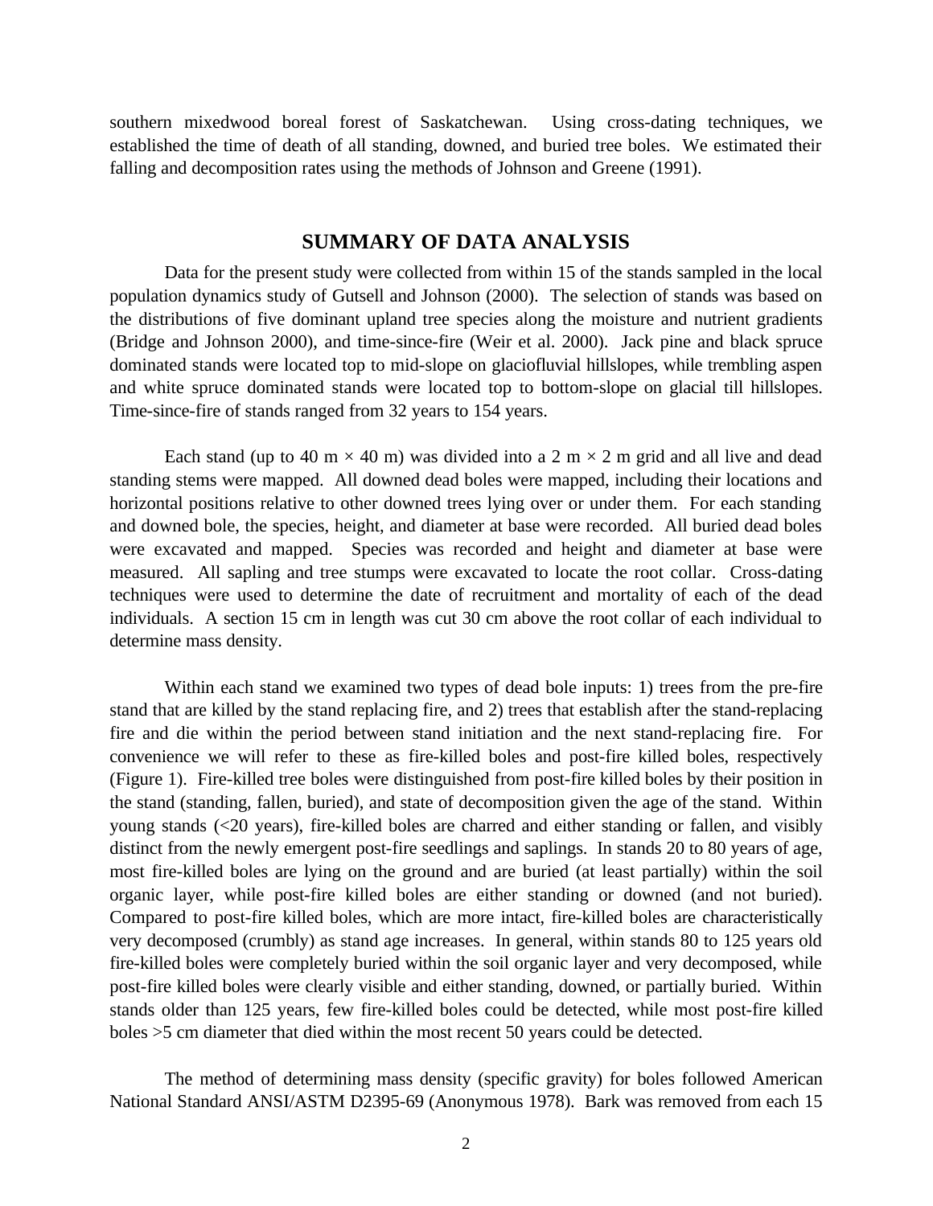southern mixedwood boreal forest of Saskatchewan. Using cross-dating techniques, we established the time of death of all standing, downed, and buried tree boles. We estimated their falling and decomposition rates using the methods of Johnson and Greene (1991).

## SUMMARY OF DATA ANALYSIS

Data for the present study were collected from within 15 of the stands sampled in the local population dynamics study of Gutsell and Johnson (2000). The selection of stands was based on the distributions of five dominant upland tree species along the moisture and nutrient gradients (Bridge and Johnson 2000), and time-since-fire (Weir et al. 2000). Jack pine and black spruce dominated stands were located top to mid-slope on glaciofluvial hillslopes, while trembling aspen and white spruce dominated stands were located top to bottom-slope on glacial till hillslopes. Time-since-fire of stands ranged from 32 years to 154 years.

Each stand (up to 40 m × 40 m) was divided into a 2 m × 2 m grid and all live and dead standing stems were mapped. All downed dead boles were mapped, including their locations and horizontal positions relative to other downed trees lying over or under them. For each standing and downed bole, the species, height, and diameter at base were recorded. All buried dead boles were excavated and mapped. Species was recorded and height and diameter at base were measured. All sapling and tree stumps were excavated to locate the root collar. Cross-dating techniques were used to determine the date of recruitment and mortality of each of the dead individuals. A section 15 cm in length was cut 30 cm above the root collar of each individual to determine mass density.

Within each stand we examined two types of dead bole inputs: 1) trees from the pre-fire stand that are killed by the stand replacing fire, and 2) trees that establish after the stand-replacing fire and die within the period between stand initiation and the next stand-replacing fire. For convenience we will refer to these as fire-killed boles and post-fire killed boles, respectively (Figure 1). Fire-killed tree boles were distinguished from post-fire killed boles by their position in the stand (standing, fallen, buried), and state of decomposition given the age of the stand. Within young stands (<20 years), fire-killed boles are charred and either standing or fallen, and visibly distinct from the newly emergent post-fire seedlings and saplings. In stands 20 to 80 years of age, most fire-killed boles are lying on the ground and are buried (at least partially) within the soil organic layer, while post-fire killed boles are either standing or downed (and not buried). Compared to post-fire killed boles, which are more intact, fire-killed boles are characteristically very decomposed (crumbly) as stand age increases. In general, within stands 80 to 125 years old fire-killed boles were completely buried within the soil organic layer and very decomposed, while post-fire killed boles were clearly visible and either standing, downed, or partially buried. Within stands older than 125 years, few fire-killed boles could be detected, while most post-fire killed boles >5 cm diameter that died within the most recent 50 years could be detected.

The method of determining mass density (specific gravity) for boles followed American National Standard ANSI/ASTM D2395-69 (Anonymous 1978). Bark was removed from each 15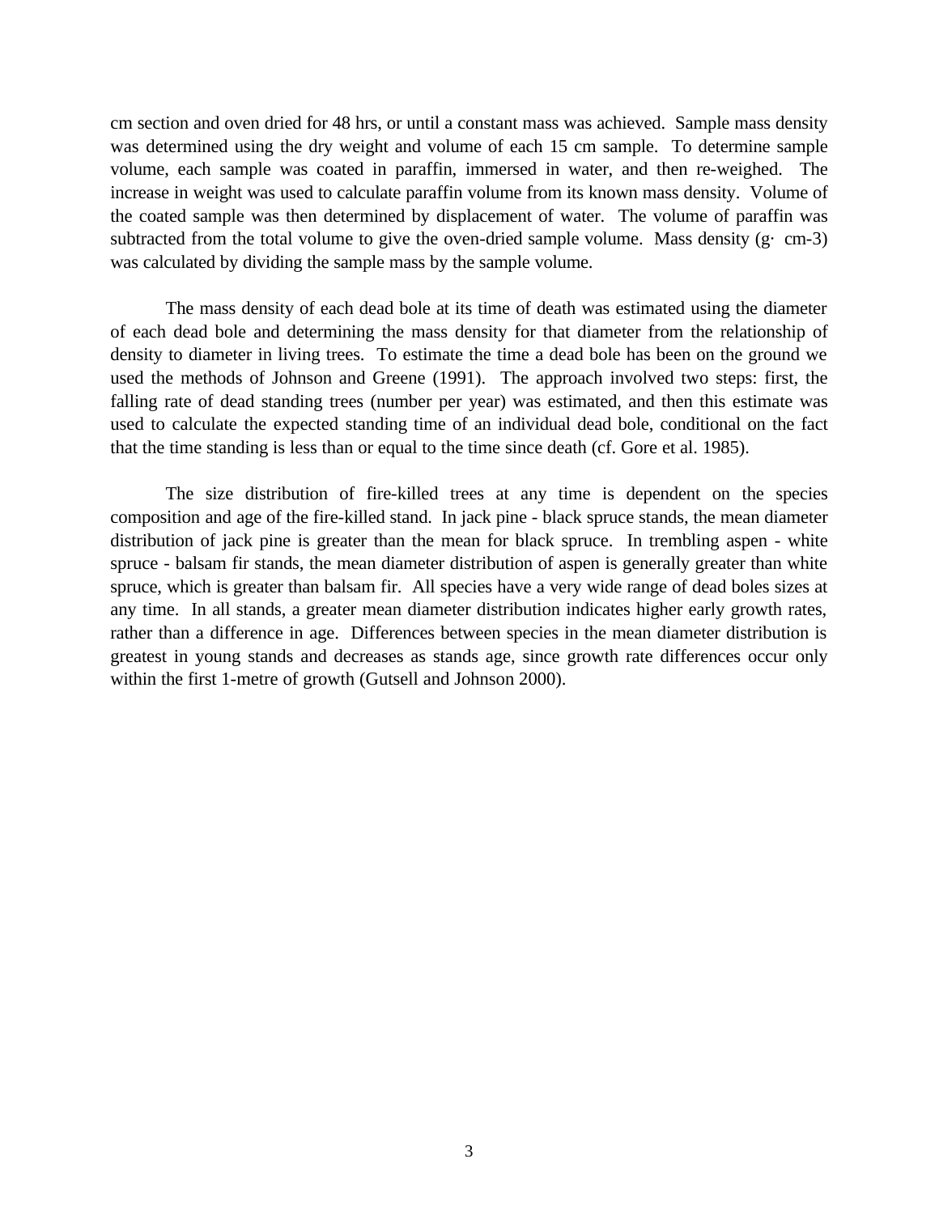cm section and oven dried for 48 hrs, or until a constant mass was achieved. Sample mass density was determined using the dry weight and volume of each 15 cm sample. To determine sample volume, each sample was coated in paraffin, immersed in water, and then re-weighed. The increase in weight was used to calculate paraffin volume from its known mass density. Volume of the coated sample was then determined by displacement of water. The volume of paraffin was subtracted from the total volume to give the oven-dried sample volume. Mass density (g· cm-3) was calculated by dividing the sample mass by the sample volume.

The mass density of each dead bole at its time of death was estimated using the diameter of each dead bole and determining the mass density for that diameter from the relationship of density to diameter in living trees. To estimate the time a dead bole has been on the ground we used the methods of Johnson and Greene (1991). The approach involved two steps: first, the falling rate of dead standing trees (number per year) was estimated, and then this estimate was used to calculate the expected standing time of an individual dead bole, conditional on the fact that the time standing is less than or equal to the time since death (cf. Gore et al. 1985).

The size distribution of fire-killed trees at any time is dependent on the species composition and age of the fire-killed stand. In jack pine - black spruce stands, the mean diameter distribution of jack pine is greater than the mean for black spruce. In trembling aspen - white spruce - balsam fir stands, the mean diameter distribution of aspen is generally greater than white spruce, which is greater than balsam fir. All species have a very wide range of dead boles sizes at any time. In all stands, a greater mean diameter distribution indicates higher early growth rates, rather than a difference in age. Differences between species in the mean diameter distribution is greatest in young stands and decreases as stands age, since growth rate differences occur only within the first 1-metre of growth (Gutsell and Johnson 2000).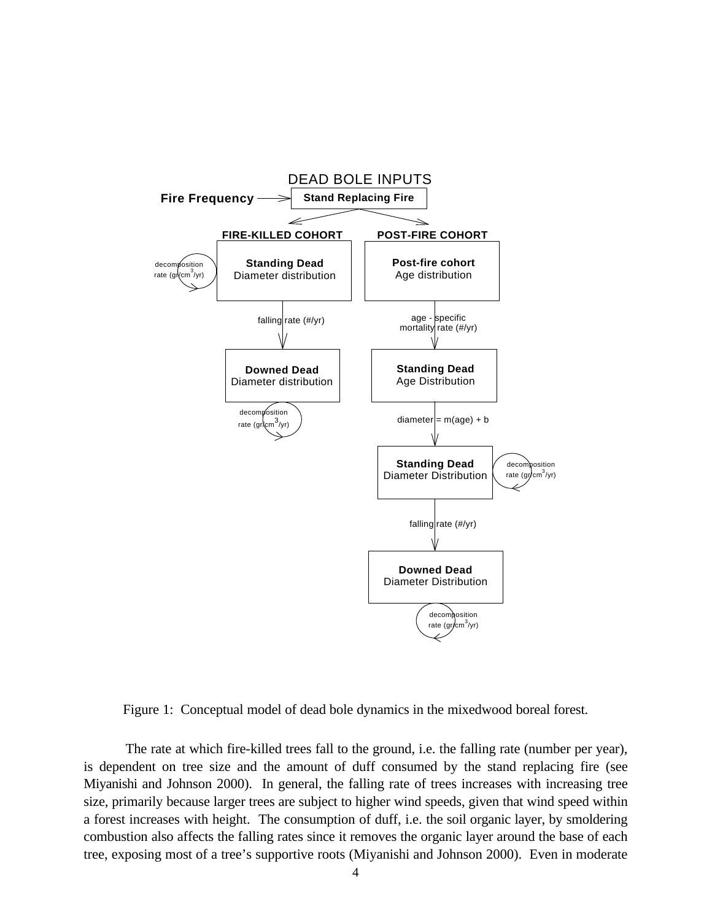DEAD BOLE INPUTS

**Fire Frequency** → **Stand Replacing Fire**

**FIRE-KILLED COHORT**

- **Standing Dead** Diameter distribution (decomposition rate (gr/cm$^3$/yr))
  - falling rate (#/yr) →
- **Downed Dead** Diameter distribution (decomposition rate (gr/cm$^3$/yr))

**POST-FIRE COHORT**

- **Post-fire cohort** Age distribution
  - age - specific mortality rate (#/yr) →
- **Standing Dead** Age Distribution
  - diameter = m(age) + b →
- **Standing Dead** Diameter Distribution (decomposition rate (gr/cm$^3$/yr))
  - falling rate (#/yr) →
- **Downed Dead** Diameter Distribution (decomposition rate (gr/cm$^3$/yr))

Figure 1: Conceptual model of dead bole dynamics in the mixedwood boreal forest.

The rate at which fire-killed trees fall to the ground, i.e. the falling rate (number per year), is dependent on tree size and the amount of duff consumed by the stand replacing fire (see Miyanishi and Johnson 2000). In general, the falling rate of trees increases with increasing tree size, primarily because larger trees are subject to higher wind speeds, given that wind speed within a forest increases with height. The consumption of duff, i.e. the soil organic layer, by smoldering combustion also affects the falling rates since it removes the organic layer around the base of each tree, exposing most of a tree's supportive roots (Miyanishi and Johnson 2000). Even in moderate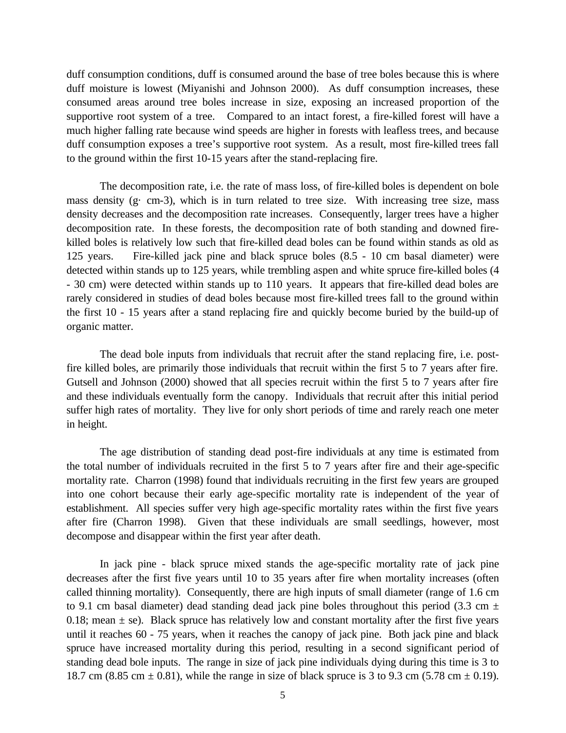duff consumption conditions, duff is consumed around the base of tree boles because this is where duff moisture is lowest (Miyanishi and Johnson 2000). As duff consumption increases, these consumed areas around tree boles increase in size, exposing an increased proportion of the supportive root system of a tree. Compared to an intact forest, a fire-killed forest will have a much higher falling rate because wind speeds are higher in forests with leafless trees, and because duff consumption exposes a tree's supportive root system. As a result, most fire-killed trees fall to the ground within the first 10-15 years after the stand-replacing fire.

The decomposition rate, i.e. the rate of mass loss, of fire-killed boles is dependent on bole mass density (g· cm-3), which is in turn related to tree size. With increasing tree size, mass density decreases and the decomposition rate increases. Consequently, larger trees have a higher decomposition rate. In these forests, the decomposition rate of both standing and downed fire-killed boles is relatively low such that fire-killed dead boles can be found within stands as old as 125 years. Fire-killed jack pine and black spruce boles (8.5 - 10 cm basal diameter) were detected within stands up to 125 years, while trembling aspen and white spruce fire-killed boles (4 - 30 cm) were detected within stands up to 110 years. It appears that fire-killed dead boles are rarely considered in studies of dead boles because most fire-killed trees fall to the ground within the first 10 - 15 years after a stand replacing fire and quickly become buried by the build-up of organic matter.

The dead bole inputs from individuals that recruit after the stand replacing fire, i.e. post-fire killed boles, are primarily those individuals that recruit within the first 5 to 7 years after fire. Gutsell and Johnson (2000) showed that all species recruit within the first 5 to 7 years after fire and these individuals eventually form the canopy. Individuals that recruit after this initial period suffer high rates of mortality. They live for only short periods of time and rarely reach one meter in height.

The age distribution of standing dead post-fire individuals at any time is estimated from the total number of individuals recruited in the first 5 to 7 years after fire and their age-specific mortality rate. Charron (1998) found that individuals recruiting in the first few years are grouped into one cohort because their early age-specific mortality rate is independent of the year of establishment. All species suffer very high age-specific mortality rates within the first five years after fire (Charron 1998). Given that these individuals are small seedlings, however, most decompose and disappear within the first year after death.

In jack pine - black spruce mixed stands the age-specific mortality rate of jack pine decreases after the first five years until 10 to 35 years after fire when mortality increases (often called thinning mortality). Consequently, there are high inputs of small diameter (range of 1.6 cm to 9.1 cm basal diameter) dead standing dead jack pine boles throughout this period (3.3 cm ± 0.18; mean ± se). Black spruce has relatively low and constant mortality after the first five years until it reaches 60 - 75 years, when it reaches the canopy of jack pine. Both jack pine and black spruce have increased mortality during this period, resulting in a second significant period of standing dead bole inputs. The range in size of jack pine individuals dying during this time is 3 to 18.7 cm (8.85 cm ± 0.81), while the range in size of black spruce is 3 to 9.3 cm (5.78 cm ± 0.19).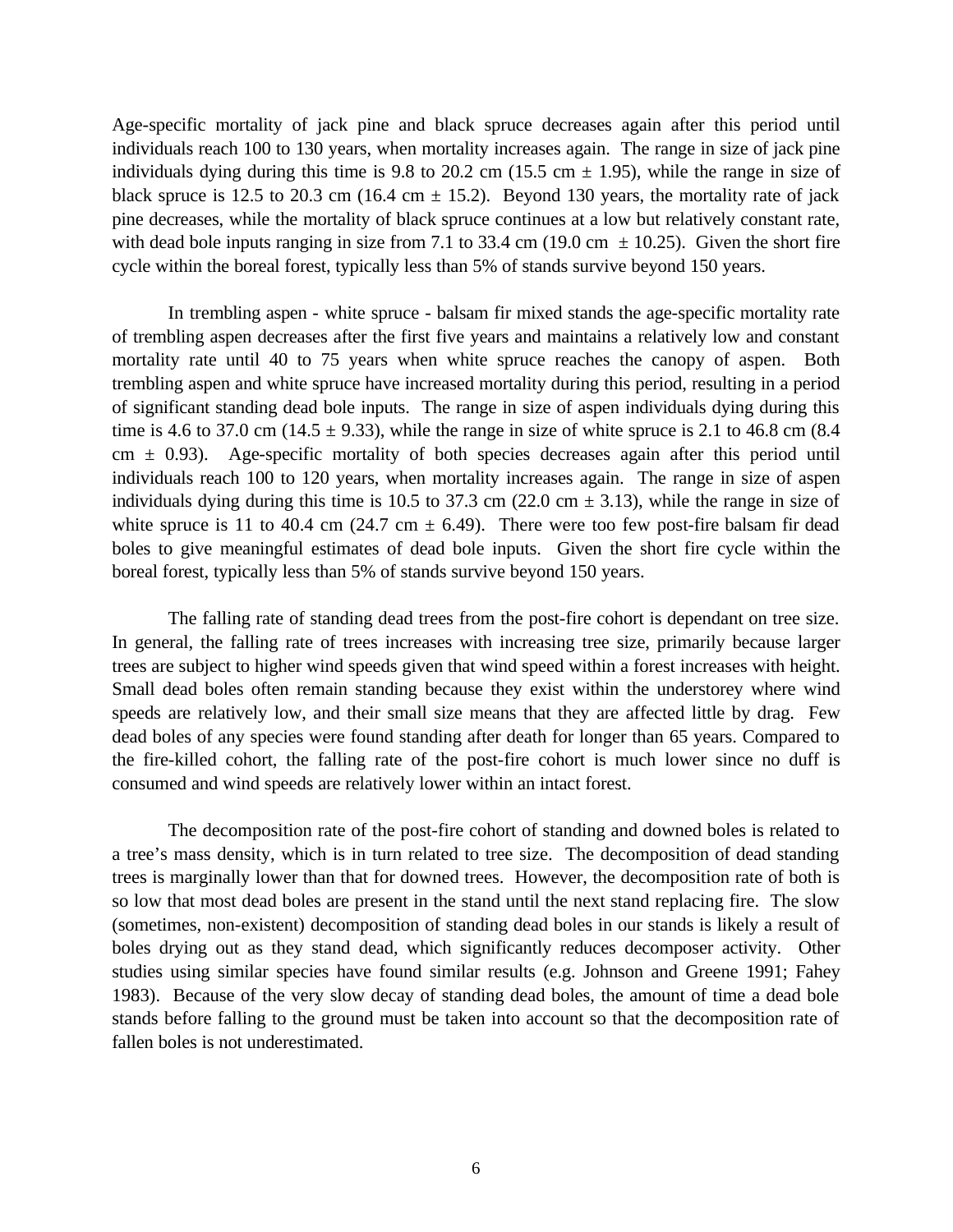Age-specific mortality of jack pine and black spruce decreases again after this period until individuals reach 100 to 130 years, when mortality increases again. The range in size of jack pine individuals dying during this time is 9.8 to 20.2 cm (15.5 cm ± 1.95), while the range in size of black spruce is 12.5 to 20.3 cm (16.4 cm ± 15.2). Beyond 130 years, the mortality rate of jack pine decreases, while the mortality of black spruce continues at a low but relatively constant rate, with dead bole inputs ranging in size from 7.1 to 33.4 cm (19.0 cm ± 10.25). Given the short fire cycle within the boreal forest, typically less than 5% of stands survive beyond 150 years.

In trembling aspen - white spruce - balsam fir mixed stands the age-specific mortality rate of trembling aspen decreases after the first five years and maintains a relatively low and constant mortality rate until 40 to 75 years when white spruce reaches the canopy of aspen. Both trembling aspen and white spruce have increased mortality during this period, resulting in a period of significant standing dead bole inputs. The range in size of aspen individuals dying during this time is 4.6 to 37.0 cm (14.5 ± 9.33), while the range in size of white spruce is 2.1 to 46.8 cm (8.4 cm ± 0.93). Age-specific mortality of both species decreases again after this period until individuals reach 100 to 120 years, when mortality increases again. The range in size of aspen individuals dying during this time is 10.5 to 37.3 cm (22.0 cm ± 3.13), while the range in size of white spruce is 11 to 40.4 cm (24.7 cm ± 6.49). There were too few post-fire balsam fir dead boles to give meaningful estimates of dead bole inputs. Given the short fire cycle within the boreal forest, typically less than 5% of stands survive beyond 150 years.

The falling rate of standing dead trees from the post-fire cohort is dependant on tree size. In general, the falling rate of trees increases with increasing tree size, primarily because larger trees are subject to higher wind speeds given that wind speed within a forest increases with height. Small dead boles often remain standing because they exist within the understorey where wind speeds are relatively low, and their small size means that they are affected little by drag. Few dead boles of any species were found standing after death for longer than 65 years. Compared to the fire-killed cohort, the falling rate of the post-fire cohort is much lower since no duff is consumed and wind speeds are relatively lower within an intact forest.

The decomposition rate of the post-fire cohort of standing and downed boles is related to a tree's mass density, which is in turn related to tree size. The decomposition of dead standing trees is marginally lower than that for downed trees. However, the decomposition rate of both is so low that most dead boles are present in the stand until the next stand replacing fire. The slow (sometimes, non-existent) decomposition of standing dead boles in our stands is likely a result of boles drying out as they stand dead, which significantly reduces decomposer activity. Other studies using similar species have found similar results (e.g. Johnson and Greene 1991; Fahey 1983). Because of the very slow decay of standing dead boles, the amount of time a dead bole stands before falling to the ground must be taken into account so that the decomposition rate of fallen boles is not underestimated.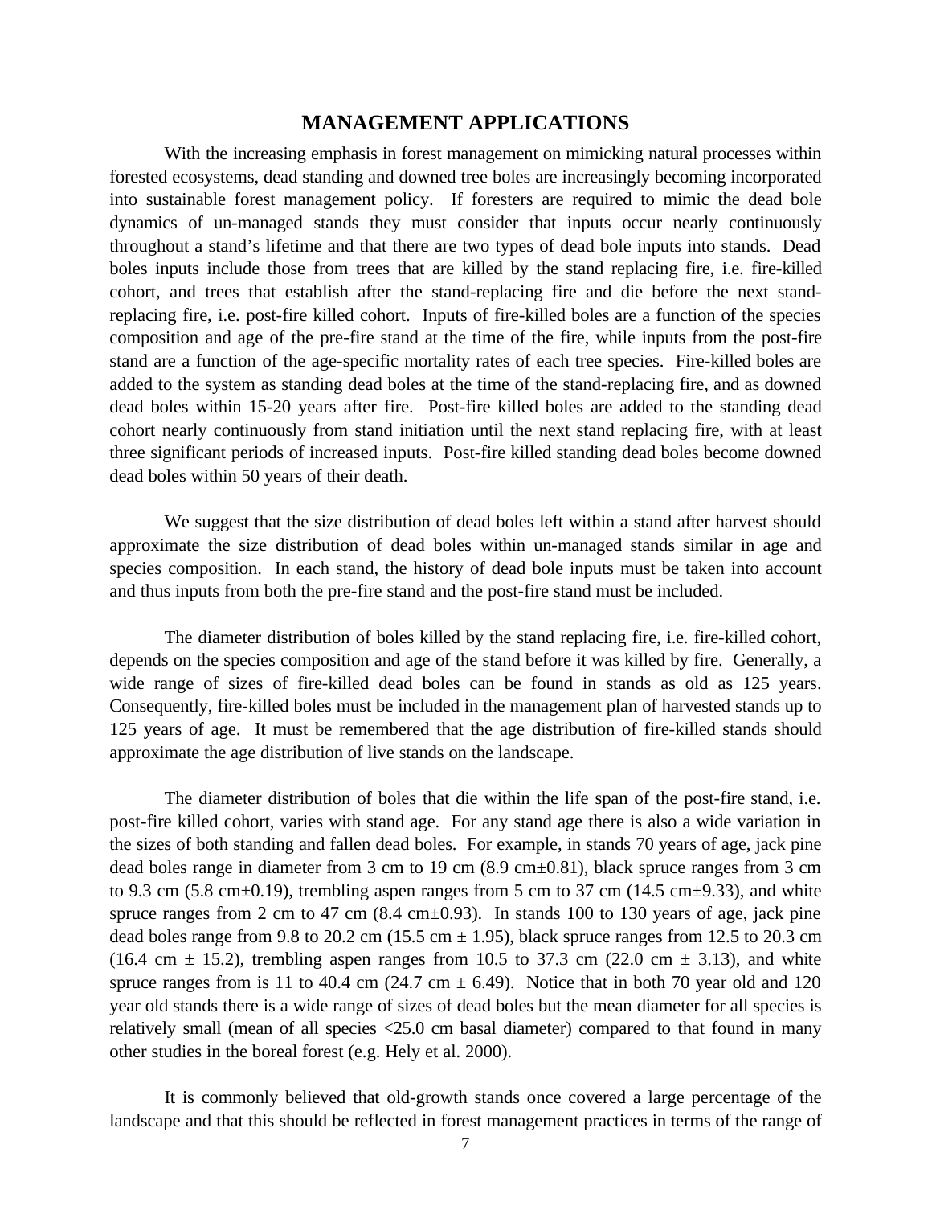# MANAGEMENT APPLICATIONS

With the increasing emphasis in forest management on mimicking natural processes within forested ecosystems, dead standing and downed tree boles are increasingly becoming incorporated into sustainable forest management policy. If foresters are required to mimic the dead bole dynamics of un-managed stands they must consider that inputs occur nearly continuously throughout a stand's lifetime and that there are two types of dead bole inputs into stands. Dead boles inputs include those from trees that are killed by the stand replacing fire, i.e. fire-killed cohort, and trees that establish after the stand-replacing fire and die before the next stand-replacing fire, i.e. post-fire killed cohort. Inputs of fire-killed boles are a function of the species composition and age of the pre-fire stand at the time of the fire, while inputs from the post-fire stand are a function of the age-specific mortality rates of each tree species. Fire-killed boles are added to the system as standing dead boles at the time of the stand-replacing fire, and as downed dead boles within 15-20 years after fire. Post-fire killed boles are added to the standing dead cohort nearly continuously from stand initiation until the next stand replacing fire, with at least three significant periods of increased inputs. Post-fire killed standing dead boles become downed dead boles within 50 years of their death.

We suggest that the size distribution of dead boles left within a stand after harvest should approximate the size distribution of dead boles within un-managed stands similar in age and species composition. In each stand, the history of dead bole inputs must be taken into account and thus inputs from both the pre-fire stand and the post-fire stand must be included.

The diameter distribution of boles killed by the stand replacing fire, i.e. fire-killed cohort, depends on the species composition and age of the stand before it was killed by fire. Generally, a wide range of sizes of fire-killed dead boles can be found in stands as old as 125 years. Consequently, fire-killed boles must be included in the management plan of harvested stands up to 125 years of age. It must be remembered that the age distribution of fire-killed stands should approximate the age distribution of live stands on the landscape.

The diameter distribution of boles that die within the life span of the post-fire stand, i.e. post-fire killed cohort, varies with stand age. For any stand age there is also a wide variation in the sizes of both standing and fallen dead boles. For example, in stands 70 years of age, jack pine dead boles range in diameter from 3 cm to 19 cm (8.9 cm±0.81), black spruce ranges from 3 cm to 9.3 cm (5.8 cm±0.19), trembling aspen ranges from 5 cm to 37 cm (14.5 cm±9.33), and white spruce ranges from 2 cm to 47 cm (8.4 cm±0.93). In stands 100 to 130 years of age, jack pine dead boles range from 9.8 to 20.2 cm (15.5 cm ± 1.95), black spruce ranges from 12.5 to 20.3 cm (16.4 cm ± 15.2), trembling aspen ranges from 10.5 to 37.3 cm (22.0 cm ± 3.13), and white spruce ranges from is 11 to 40.4 cm (24.7 cm ± 6.49). Notice that in both 70 year old and 120 year old stands there is a wide range of sizes of dead boles but the mean diameter for all species is relatively small (mean of all species <25.0 cm basal diameter) compared to that found in many other studies in the boreal forest (e.g. Hely et al. 2000).

It is commonly believed that old-growth stands once covered a large percentage of the landscape and that this should be reflected in forest management practices in terms of the range of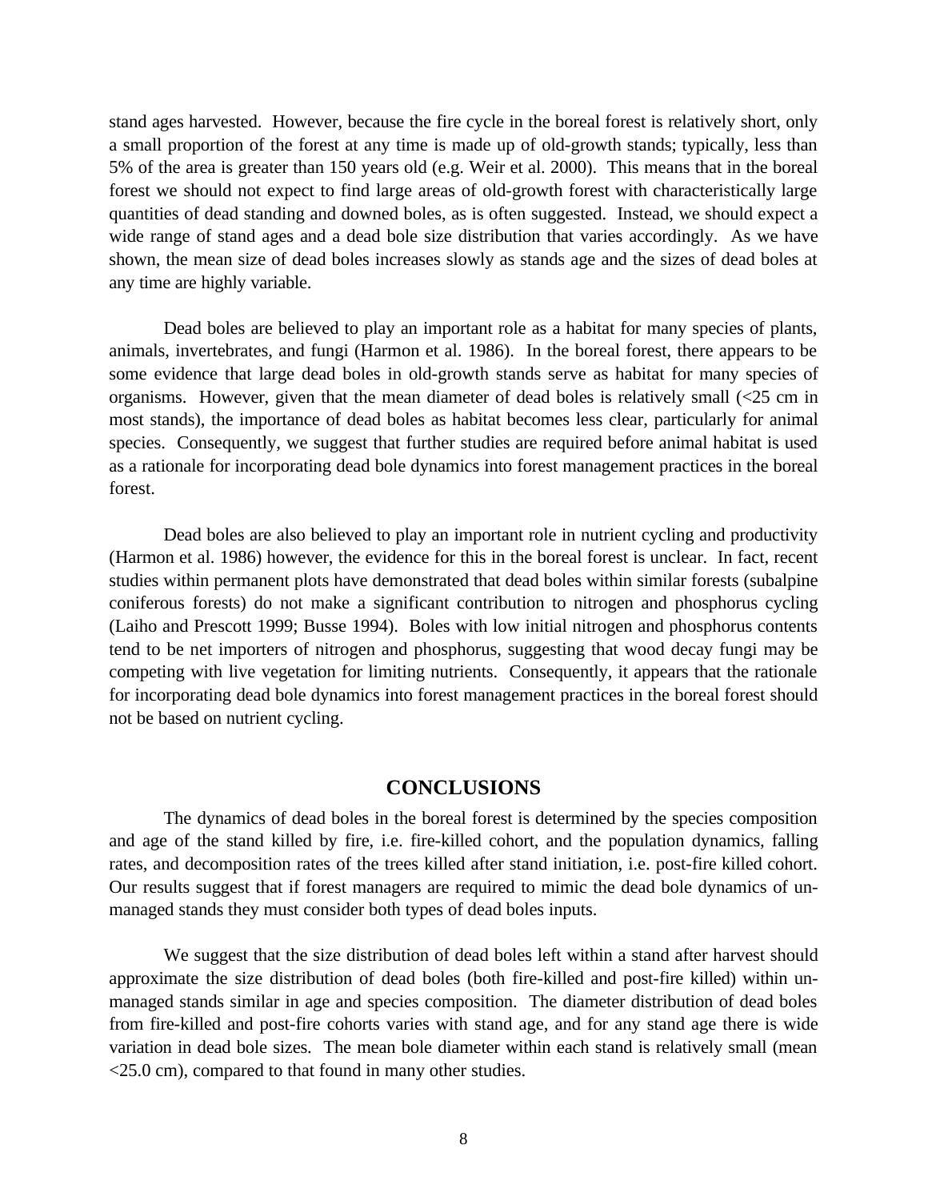stand ages harvested. However, because the fire cycle in the boreal forest is relatively short, only a small proportion of the forest at any time is made up of old-growth stands; typically, less than 5% of the area is greater than 150 years old (e.g. Weir et al. 2000). This means that in the boreal forest we should not expect to find large areas of old-growth forest with characteristically large quantities of dead standing and downed boles, as is often suggested. Instead, we should expect a wide range of stand ages and a dead bole size distribution that varies accordingly. As we have shown, the mean size of dead boles increases slowly as stands age and the sizes of dead boles at any time are highly variable.

Dead boles are believed to play an important role as a habitat for many species of plants, animals, invertebrates, and fungi (Harmon et al. 1986). In the boreal forest, there appears to be some evidence that large dead boles in old-growth stands serve as habitat for many species of organisms. However, given that the mean diameter of dead boles is relatively small (<25 cm in most stands), the importance of dead boles as habitat becomes less clear, particularly for animal species. Consequently, we suggest that further studies are required before animal habitat is used as a rationale for incorporating dead bole dynamics into forest management practices in the boreal forest.

Dead boles are also believed to play an important role in nutrient cycling and productivity (Harmon et al. 1986) however, the evidence for this in the boreal forest is unclear. In fact, recent studies within permanent plots have demonstrated that dead boles within similar forests (subalpine coniferous forests) do not make a significant contribution to nitrogen and phosphorus cycling (Laiho and Prescott 1999; Busse 1994). Boles with low initial nitrogen and phosphorus contents tend to be net importers of nitrogen and phosphorus, suggesting that wood decay fungi may be competing with live vegetation for limiting nutrients. Consequently, it appears that the rationale for incorporating dead bole dynamics into forest management practices in the boreal forest should not be based on nutrient cycling.

## CONCLUSIONS

The dynamics of dead boles in the boreal forest is determined by the species composition and age of the stand killed by fire, i.e. fire-killed cohort, and the population dynamics, falling rates, and decomposition rates of the trees killed after stand initiation, i.e. post-fire killed cohort. Our results suggest that if forest managers are required to mimic the dead bole dynamics of un-managed stands they must consider both types of dead boles inputs.

We suggest that the size distribution of dead boles left within a stand after harvest should approximate the size distribution of dead boles (both fire-killed and post-fire killed) within un-managed stands similar in age and species composition. The diameter distribution of dead boles from fire-killed and post-fire cohorts varies with stand age, and for any stand age there is wide variation in dead bole sizes. The mean bole diameter within each stand is relatively small (mean <25.0 cm), compared to that found in many other studies.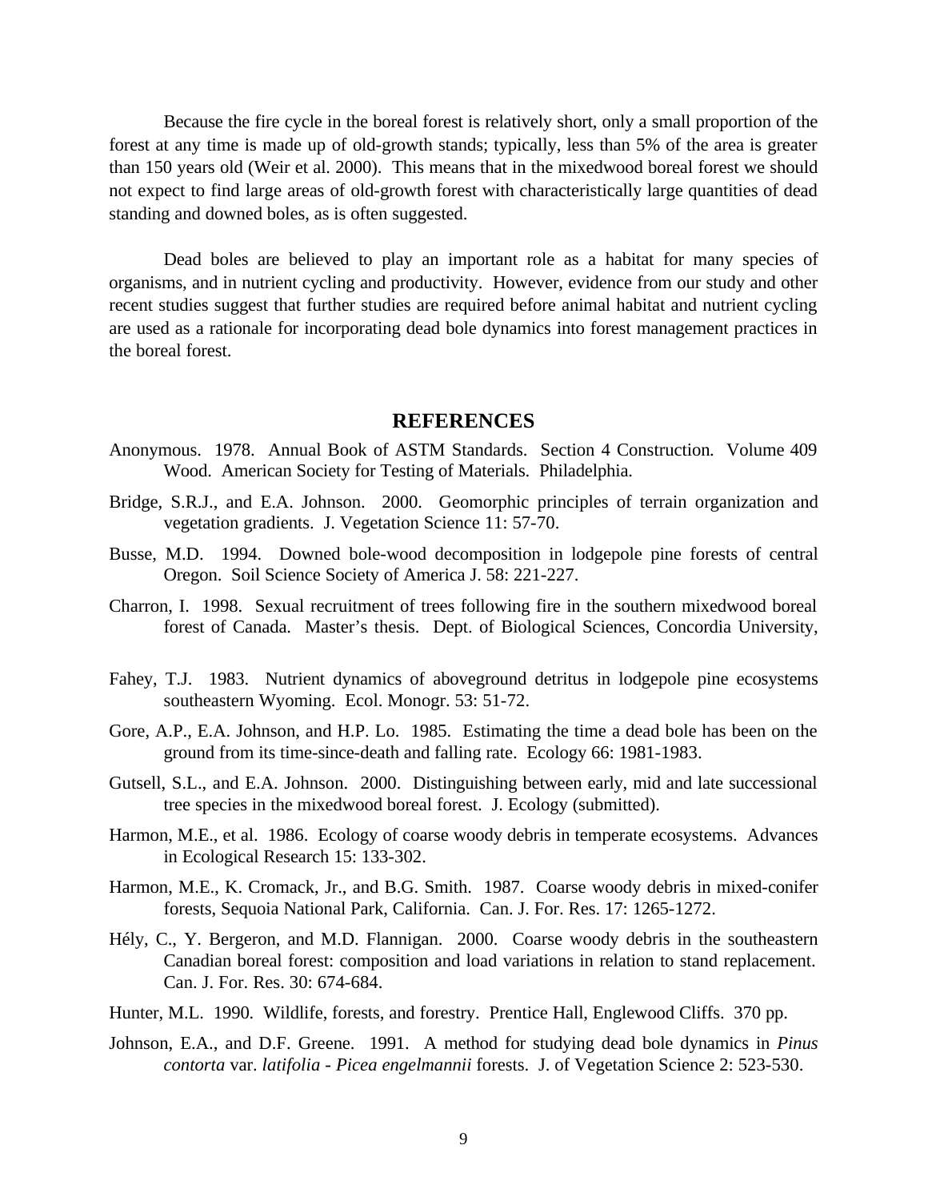Because the fire cycle in the boreal forest is relatively short, only a small proportion of the forest at any time is made up of old-growth stands; typically, less than 5% of the area is greater than 150 years old (Weir et al. 2000). This means that in the mixedwood boreal forest we should not expect to find large areas of old-growth forest with characteristically large quantities of dead standing and downed boles, as is often suggested.

Dead boles are believed to play an important role as a habitat for many species of organisms, and in nutrient cycling and productivity. However, evidence from our study and other recent studies suggest that further studies are required before animal habitat and nutrient cycling are used as a rationale for incorporating dead bole dynamics into forest management practices in the boreal forest.

## REFERENCES

Anonymous. 1978. Annual Book of ASTM Standards. Section 4 Construction. Volume 409 Wood. American Society for Testing of Materials. Philadelphia.

Bridge, S.R.J., and E.A. Johnson. 2000. Geomorphic principles of terrain organization and vegetation gradients. J. Vegetation Science 11: 57-70.

Busse, M.D. 1994. Downed bole-wood decomposition in lodgepole pine forests of central Oregon. Soil Science Society of America J. 58: 221-227.

Charron, I. 1998. Sexual recruitment of trees following fire in the southern mixedwood boreal forest of Canada. Master's thesis. Dept. of Biological Sciences, Concordia University,

Fahey, T.J. 1983. Nutrient dynamics of aboveground detritus in lodgepole pine ecosystems southeastern Wyoming. Ecol. Monogr. 53: 51-72.

Gore, A.P., E.A. Johnson, and H.P. Lo. 1985. Estimating the time a dead bole has been on the ground from its time-since-death and falling rate. Ecology 66: 1981-1983.

Gutsell, S.L., and E.A. Johnson. 2000. Distinguishing between early, mid and late successional tree species in the mixedwood boreal forest. J. Ecology (submitted).

Harmon, M.E., et al. 1986. Ecology of coarse woody debris in temperate ecosystems. Advances in Ecological Research 15: 133-302.

Harmon, M.E., K. Cromack, Jr., and B.G. Smith. 1987. Coarse woody debris in mixed-conifer forests, Sequoia National Park, California. Can. J. For. Res. 17: 1265-1272.

Hély, C., Y. Bergeron, and M.D. Flannigan. 2000. Coarse woody debris in the southeastern Canadian boreal forest: composition and load variations in relation to stand replacement. Can. J. For. Res. 30: 674-684.

Hunter, M.L. 1990. Wildlife, forests, and forestry. Prentice Hall, Englewood Cliffs. 370 pp.

Johnson, E.A., and D.F. Greene. 1991. A method for studying dead bole dynamics in *Pinus contorta* var. *latifolia - Picea engelmannii* forests. J. of Vegetation Science 2: 523-530.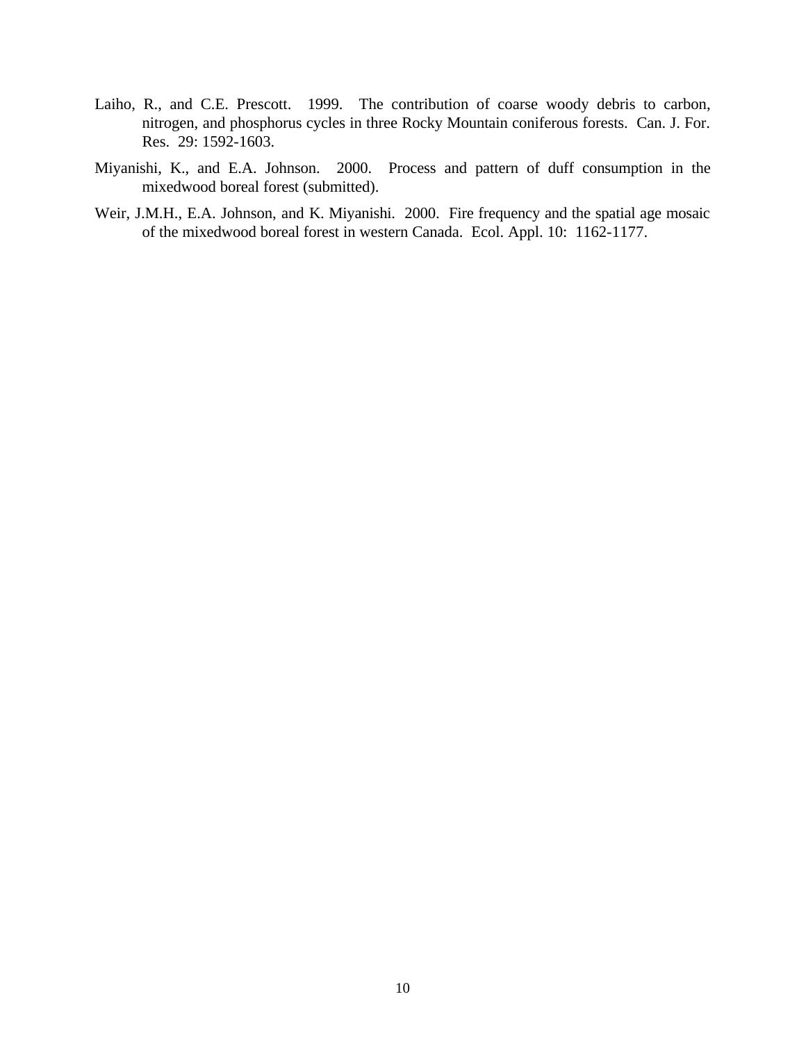Laiho, R., and C.E. Prescott. 1999. The contribution of coarse woody debris to carbon, nitrogen, and phosphorus cycles in three Rocky Mountain coniferous forests. Can. J. For. Res. 29: 1592-1603.

Miyanishi, K., and E.A. Johnson. 2000. Process and pattern of duff consumption in the mixedwood boreal forest (submitted).

Weir, J.M.H., E.A. Johnson, and K. Miyanishi. 2000. Fire frequency and the spatial age mosaic of the mixedwood boreal forest in western Canada. Ecol. Appl. 10: 1162-1177.